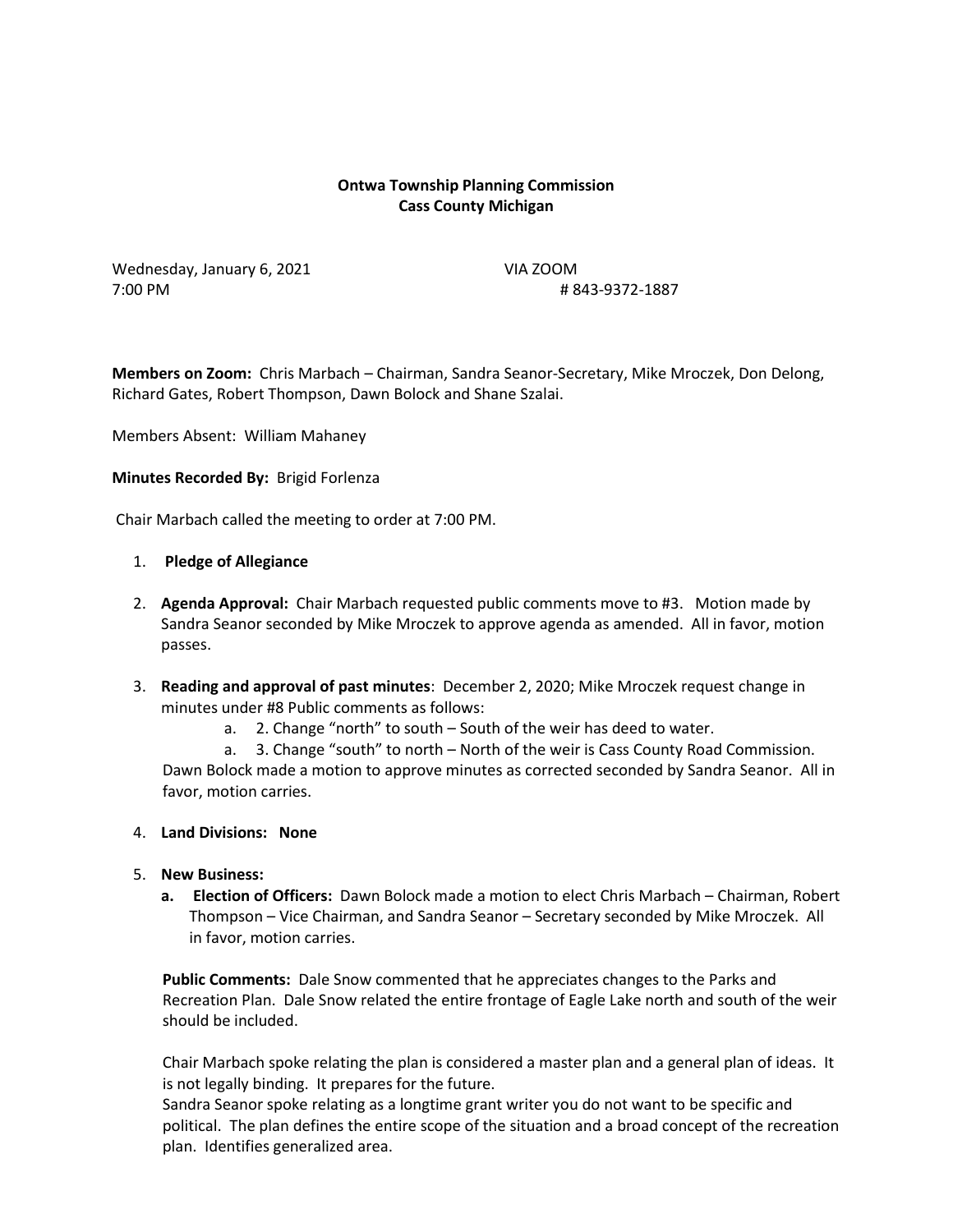**Ontwa Township Planning Commission**
**Cass County Michigan**

Wednesday, January 6, 2021 VIA ZOOM
7:00 PM # 843-9372-1887

**Members on Zoom:** Chris Marbach – Chairman, Sandra Seanor-Secretary, Mike Mroczek, Don Delong, Richard Gates, Robert Thompson, Dawn Bolock and Shane Szalai.

Members Absent: William Mahaney

**Minutes Recorded By:** Brigid Forlenza

Chair Marbach called the meeting to order at 7:00 PM.

1. **Pledge of Allegiance**

2. **Agenda Approval:** Chair Marbach requested public comments move to #3. Motion made by Sandra Seanor seconded by Mike Mroczek to approve agenda as amended. All in favor, motion passes.

3. **Reading and approval of past minutes**: December 2, 2020; Mike Mroczek request change in minutes under #8 Public comments as follows:
   a. 2. Change "north" to south – South of the weir has deed to water.
   a. 3. Change "south" to north – North of the weir is Cass County Road Commission.

   Dawn Bolock made a motion to approve minutes as corrected seconded by Sandra Seanor. All in favor, motion carries.

4. **Land Divisions: None**

5. **New Business:**
   **a. Election of Officers:** Dawn Bolock made a motion to elect Chris Marbach – Chairman, Robert Thompson – Vice Chairman, and Sandra Seanor – Secretary seconded by Mike Mroczek. All in favor, motion carries.

   **Public Comments:** Dale Snow commented that he appreciates changes to the Parks and Recreation Plan. Dale Snow related the entire frontage of Eagle Lake north and south of the weir should be included.

   Chair Marbach spoke relating the plan is considered a master plan and a general plan of ideas. It is not legally binding. It prepares for the future.
   Sandra Seanor spoke relating as a longtime grant writer you do not want to be specific and political. The plan defines the entire scope of the situation and a broad concept of the recreation plan. Identifies generalized area.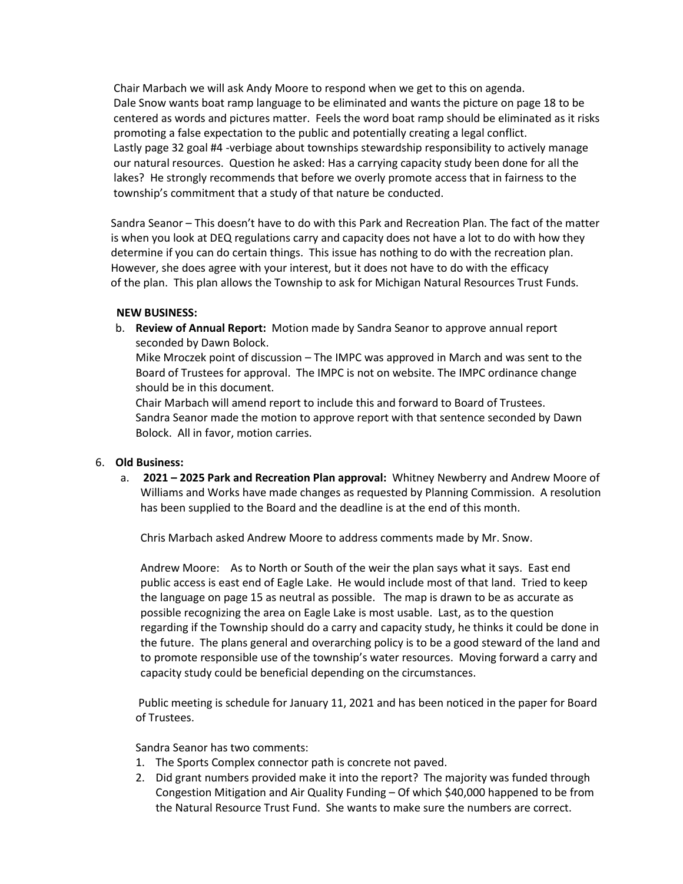Chair Marbach we will ask Andy Moore to respond when we get to this on agenda.
Dale Snow wants boat ramp language to be eliminated and wants the picture on page 18 to be centered as words and pictures matter. Feels the word boat ramp should be eliminated as it risks promoting a false expectation to the public and potentially creating a legal conflict.
Lastly page 32 goal #4 -verbiage about townships stewardship responsibility to actively manage our natural resources. Question he asked: Has a carrying capacity study been done for all the lakes? He strongly recommends that before we overly promote access that in fairness to the township's commitment that a study of that nature be conducted.

Sandra Seanor – This doesn't have to do with this Park and Recreation Plan. The fact of the matter is when you look at DEQ regulations carry and capacity does not have a lot to do with how they determine if you can do certain things. This issue has nothing to do with the recreation plan. However, she does agree with your interest, but it does not have to do with the efficacy of the plan. This plan allows the Township to ask for Michigan Natural Resources Trust Funds.

**NEW BUSINESS:**

b. **Review of Annual Report:** Motion made by Sandra Seanor to approve annual report seconded by Dawn Bolock.
Mike Mroczek point of discussion – The IMPC was approved in March and was sent to the Board of Trustees for approval. The IMPC is not on website. The IMPC ordinance change should be in this document.
Chair Marbach will amend report to include this and forward to Board of Trustees.
Sandra Seanor made the motion to approve report with that sentence seconded by Dawn Bolock. All in favor, motion carries.

6. **Old Business:**

a. **2021 – 2025 Park and Recreation Plan approval:** Whitney Newberry and Andrew Moore of Williams and Works have made changes as requested by Planning Commission. A resolution has been supplied to the Board and the deadline is at the end of this month.

Chris Marbach asked Andrew Moore to address comments made by Mr. Snow.

Andrew Moore: As to North or South of the weir the plan says what it says. East end public access is east end of Eagle Lake. He would include most of that land. Tried to keep the language on page 15 as neutral as possible. The map is drawn to be as accurate as possible recognizing the area on Eagle Lake is most usable. Last, as to the question regarding if the Township should do a carry and capacity study, he thinks it could be done in the future. The plans general and overarching policy is to be a good steward of the land and to promote responsible use of the township's water resources. Moving forward a carry and capacity study could be beneficial depending on the circumstances.

Public meeting is schedule for January 11, 2021 and has been noticed in the paper for Board of Trustees.

Sandra Seanor has two comments:

1. The Sports Complex connector path is concrete not paved.
2. Did grant numbers provided make it into the report? The majority was funded through Congestion Mitigation and Air Quality Funding – Of which $40,000 happened to be from the Natural Resource Trust Fund. She wants to make sure the numbers are correct.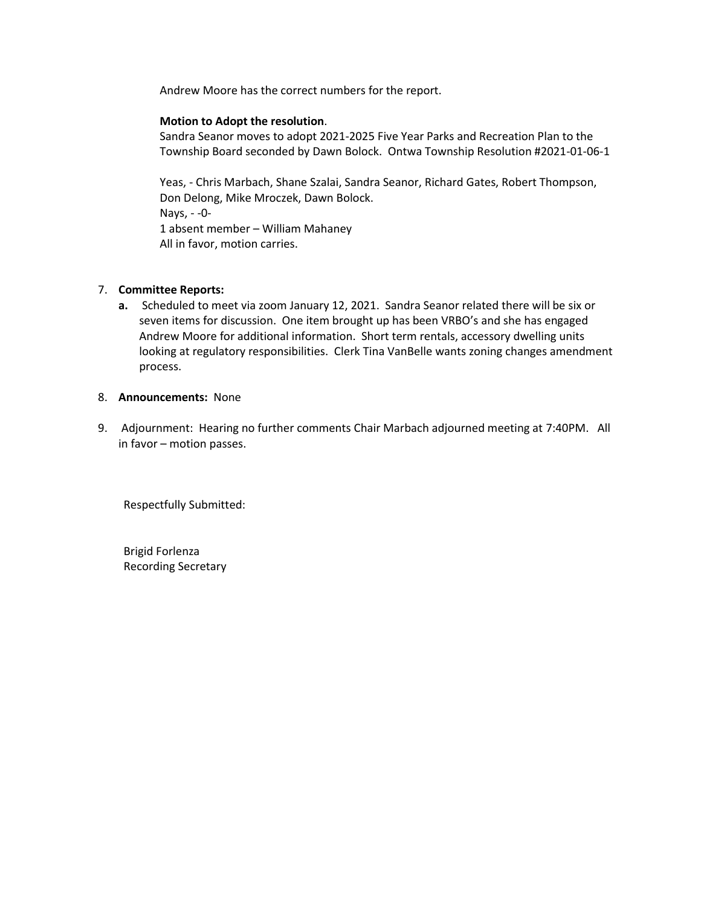Andrew Moore has the correct numbers for the report.

**Motion to Adopt the resolution**.
Sandra Seanor moves to adopt 2021-2025 Five Year Parks and Recreation Plan to the Township Board seconded by Dawn Bolock. Ontwa Township Resolution #2021-01-06-1

Yeas, - Chris Marbach, Shane Szalai, Sandra Seanor, Richard Gates, Robert Thompson, Don Delong, Mike Mroczek, Dawn Bolock.
Nays, - -0-
1 absent member – William Mahaney
All in favor, motion carries.

7. **Committee Reports:**
   **a.** Scheduled to meet via zoom January 12, 2021. Sandra Seanor related there will be six or seven items for discussion. One item brought up has been VRBO's and she has engaged Andrew Moore for additional information. Short term rentals, accessory dwelling units looking at regulatory responsibilities. Clerk Tina VanBelle wants zoning changes amendment process.

8. **Announcements:** None

9. Adjournment: Hearing no further comments Chair Marbach adjourned meeting at 7:40PM. All in favor – motion passes.

Respectfully Submitted:

Brigid Forlenza
Recording Secretary